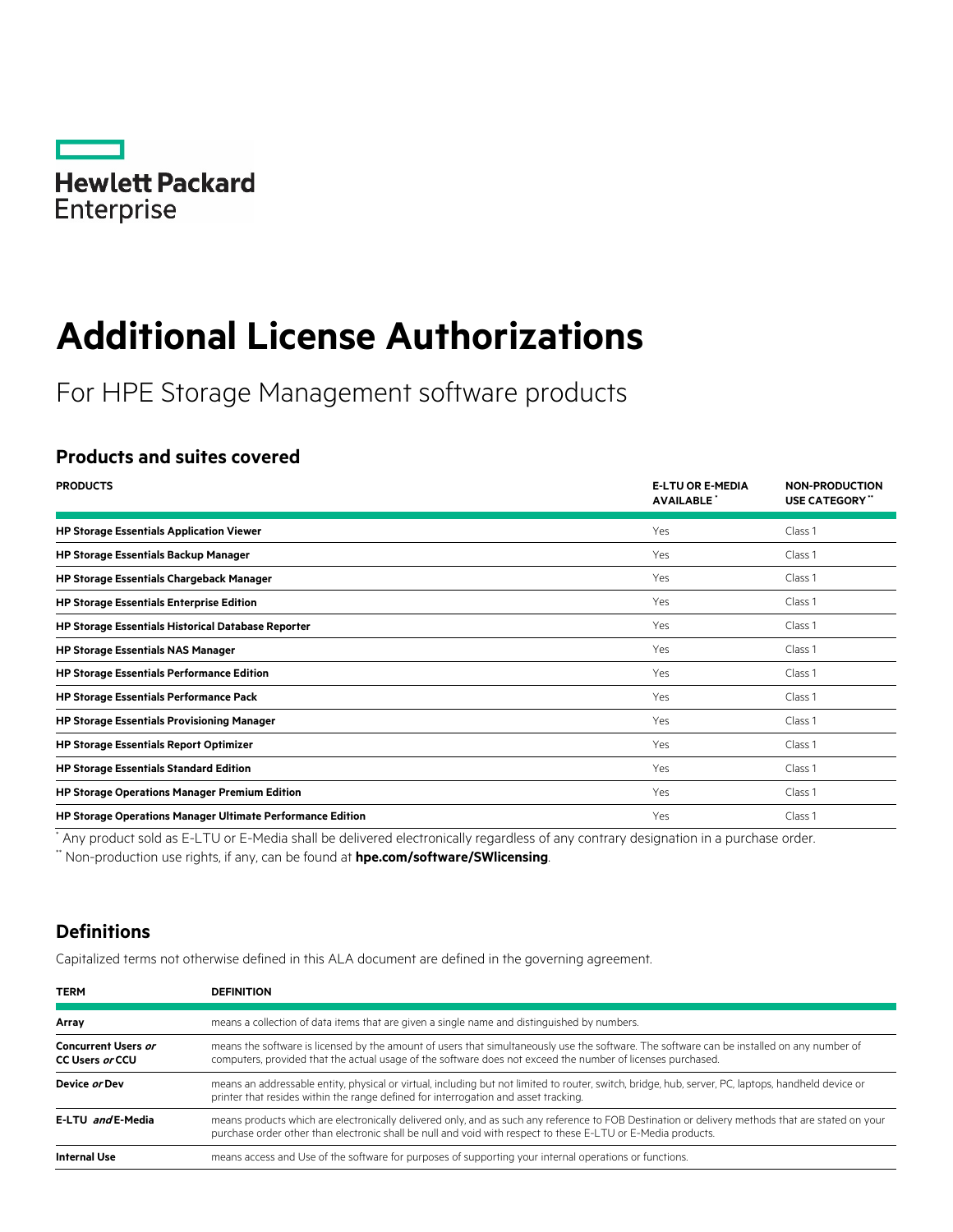# Additional License Authorizations

For HPE Storage Management software products

## Products and suites covered

| PRODUCTS | E-LTU OR E-MEDIA AVAILABLE * | NON-PRODUCTION USE CATEGORY ** |
|---|---|---|
| **HP Storage Essentials Application Viewer** | Yes | Class 1 |
| **HP Storage Essentials Backup Manager** | Yes | Class 1 |
| **HP Storage Essentials Chargeback Manager** | Yes | Class 1 |
| **HP Storage Essentials Enterprise Edition** | Yes | Class 1 |
| **HP Storage Essentials Historical Database Reporter** | Yes | Class 1 |
| **HP Storage Essentials NAS Manager** | Yes | Class 1 |
| **HP Storage Essentials Performance Edition** | Yes | Class 1 |
| **HP Storage Essentials Performance Pack** | Yes | Class 1 |
| **HP Storage Essentials Provisioning Manager** | Yes | Class 1 |
| **HP Storage Essentials Report Optimizer** | Yes | Class 1 |
| **HP Storage Essentials Standard Edition** | Yes | Class 1 |
| **HP Storage Operations Manager Premium Edition** | Yes | Class 1 |
| **HP Storage Operations Manager Ultimate Performance Edition** | Yes | Class 1 |

* Any product sold as E-LTU or E-Media shall be delivered electronically regardless of any contrary designation in a purchase order.

** Non-production use rights, if any, can be found at **hpe.com/software/SWlicensing**.

## Definitions

Capitalized terms not otherwise defined in this ALA document are defined in the governing agreement.

| TERM | DEFINITION |
|---|---|
| **Array** | means a collection of data items that are given a single name and distinguished by numbers. |
| **Concurrent Users *or* CC Users *or* CCU** | means the software is licensed by the amount of users that simultaneously use the software. The software can be installed on any number of computers, provided that the actual usage of the software does not exceed the number of licenses purchased. |
| **Device *or* Dev** | means an addressable entity, physical or virtual, including but not limited to router, switch, bridge, hub, server, PC, laptops, handheld device or printer that resides within the range defined for interrogation and asset tracking. |
| **E-LTU *and* E-Media** | means products which are electronically delivered only, and as such any reference to FOB Destination or delivery methods that are stated on your purchase order other than electronic shall be null and void with respect to these E-LTU or E-Media products. |
| **Internal Use** | means access and Use of the software for purposes of supporting your internal operations or functions. |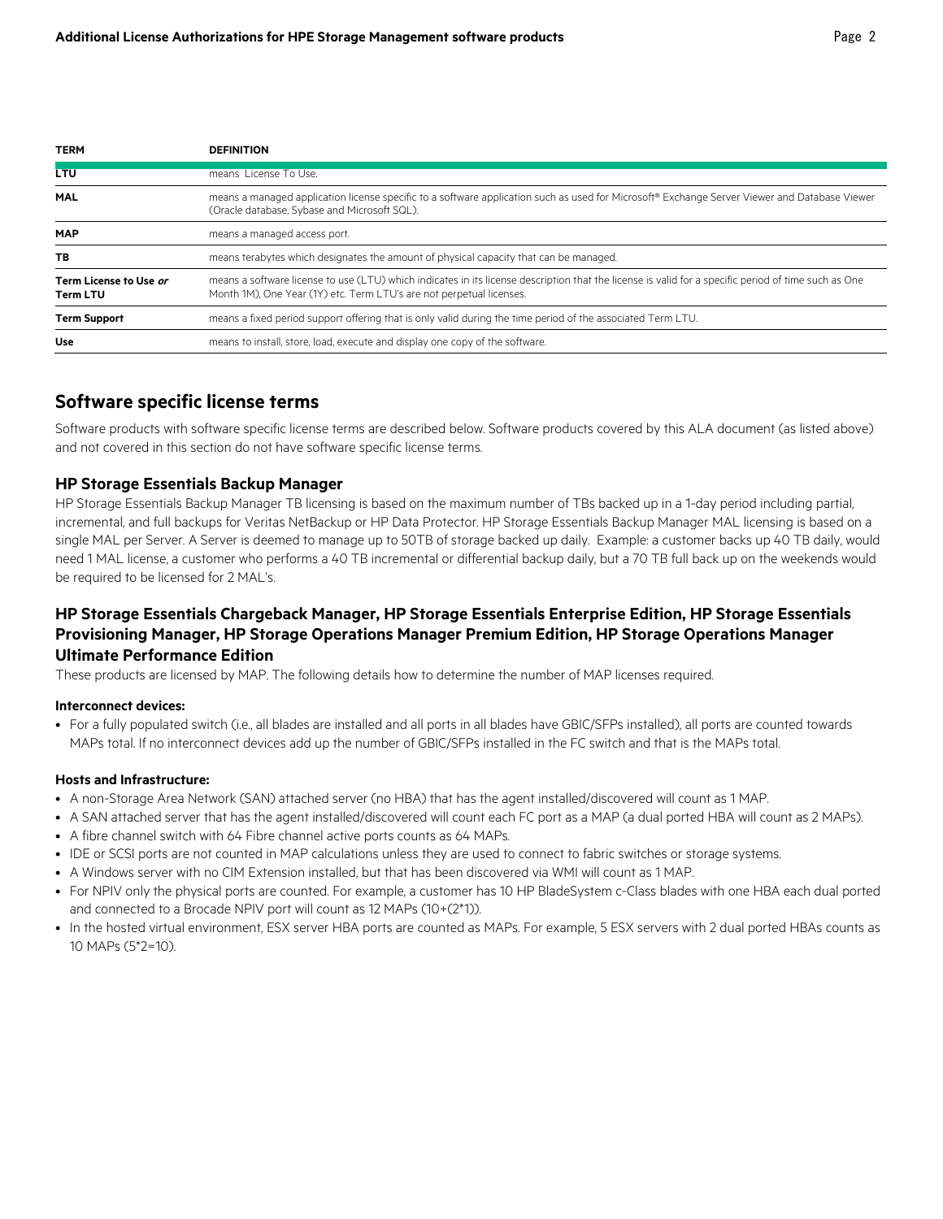| TERM | DEFINITION |
|---|---|
| LTU | means License To Use. |
| MAL | means a managed application license specific to a software application such as used for Microsoft® Exchange Server Viewer and Database Viewer (Oracle database, Sybase and Microsoft SQL). |
| MAP | means a managed access port. |
| TB | means terabytes which designates the amount of physical capacity that can be managed. |
| Term License to Use *or* Term LTU | means a software license to use (LTU) which indicates in its license description that the license is valid for a specific period of time such as One Month 1M), One Year (1Y) etc. Term LTU's are not perpetual licenses. |
| Term Support | means a fixed period support offering that is only valid during the time period of the associated Term LTU. |
| Use | means to install, store, load, execute and display one copy of the software. |

## Software specific license terms

Software products with software specific license terms are described below. Software products covered by this ALA document (as listed above) and not covered in this section do not have software specific license terms.

### HP Storage Essentials Backup Manager

HP Storage Essentials Backup Manager TB licensing is based on the maximum number of TBs backed up in a 1-day period including partial, incremental, and full backups for Veritas NetBackup or HP Data Protector. HP Storage Essentials Backup Manager MAL licensing is based on a single MAL per Server. A Server is deemed to manage up to 50TB of storage backed up daily. Example: a customer backs up 40 TB daily, would need 1 MAL license, a customer who performs a 40 TB incremental or differential backup daily, but a 70 TB full back up on the weekends would be required to be licensed for 2 MAL's.

### HP Storage Essentials Chargeback Manager, HP Storage Essentials Enterprise Edition, HP Storage Essentials Provisioning Manager, HP Storage Operations Manager Premium Edition, HP Storage Operations Manager Ultimate Performance Edition

These products are licensed by MAP. The following details how to determine the number of MAP licenses required.

**Interconnect devices:**

- For a fully populated switch (i.e., all blades are installed and all ports in all blades have GBIC/SFPs installed), all ports are counted towards MAPs total. If no interconnect devices add up the number of GBIC/SFPs installed in the FC switch and that is the MAPs total.

**Hosts and Infrastructure:**

- A non-Storage Area Network (SAN) attached server (no HBA) that has the agent installed/discovered will count as 1 MAP.
- A SAN attached server that has the agent installed/discovered will count each FC port as a MAP (a dual ported HBA will count as 2 MAPs).
- A fibre channel switch with 64 Fibre channel active ports counts as 64 MAPs.
- IDE or SCSI ports are not counted in MAP calculations unless they are used to connect to fabric switches or storage systems.
- A Windows server with no CIM Extension installed, but that has been discovered via WMI will count as 1 MAP.
- For NPIV only the physical ports are counted. For example, a customer has 10 HP BladeSystem c-Class blades with one HBA each dual ported and connected to a Brocade NPIV port will count as 12 MAPs (10+(2*1)).
- In the hosted virtual environment, ESX server HBA ports are counted as MAPs. For example, 5 ESX servers with 2 dual ported HBAs counts as 10 MAPs (5*2=10).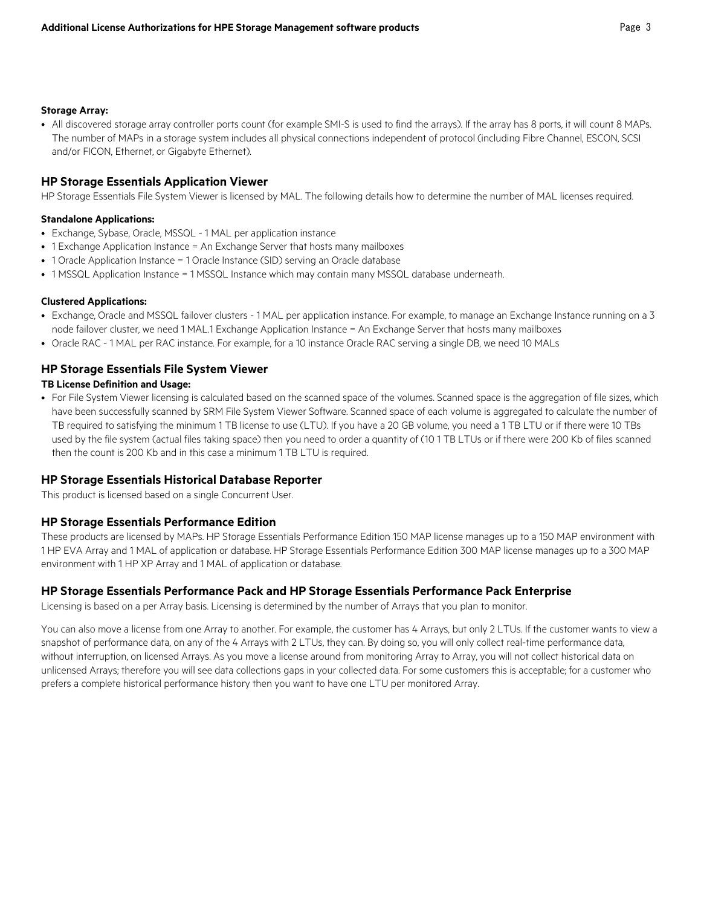**Storage Array:**

- All discovered storage array controller ports count (for example SMI-S is used to find the arrays). If the array has 8 ports, it will count 8 MAPs. The number of MAPs in a storage system includes all physical connections independent of protocol (including Fibre Channel, ESCON, SCSI and/or FICON, Ethernet, or Gigabyte Ethernet).

## HP Storage Essentials Application Viewer

HP Storage Essentials File System Viewer is licensed by MAL. The following details how to determine the number of MAL licenses required.

**Standalone Applications:**

- Exchange, Sybase, Oracle, MSSQL - 1 MAL per application instance
- 1 Exchange Application Instance = An Exchange Server that hosts many mailboxes
- 1 Oracle Application Instance = 1 Oracle Instance (SID) serving an Oracle database
- 1 MSSQL Application Instance = 1 MSSQL Instance which may contain many MSSQL database underneath.

**Clustered Applications:**

- Exchange, Oracle and MSSQL failover clusters - 1 MAL per application instance. For example, to manage an Exchange Instance running on a 3 node failover cluster, we need 1 MAL.1 Exchange Application Instance = An Exchange Server that hosts many mailboxes
- Oracle RAC - 1 MAL per RAC instance. For example, for a 10 instance Oracle RAC serving a single DB, we need 10 MALs

## HP Storage Essentials File System Viewer

**TB License Definition and Usage:**

- For File System Viewer licensing is calculated based on the scanned space of the volumes. Scanned space is the aggregation of file sizes, which have been successfully scanned by SRM File System Viewer Software. Scanned space of each volume is aggregated to calculate the number of TB required to satisfying the minimum 1 TB license to use (LTU). If you have a 20 GB volume, you need a 1 TB LTU or if there were 10 TBs used by the file system (actual files taking space) then you need to order a quantity of (10 1 TB LTUs or if there were 200 Kb of files scanned then the count is 200 Kb and in this case a minimum 1 TB LTU is required.

## HP Storage Essentials Historical Database Reporter

This product is licensed based on a single Concurrent User.

## HP Storage Essentials Performance Edition

These products are licensed by MAPs. HP Storage Essentials Performance Edition 150 MAP license manages up to a 150 MAP environment with 1 HP EVA Array and 1 MAL of application or database. HP Storage Essentials Performance Edition 300 MAP license manages up to a 300 MAP environment with 1 HP XP Array and 1 MAL of application or database.

## HP Storage Essentials Performance Pack and HP Storage Essentials Performance Pack Enterprise

Licensing is based on a per Array basis. Licensing is determined by the number of Arrays that you plan to monitor.

You can also move a license from one Array to another. For example, the customer has 4 Arrays, but only 2 LTUs. If the customer wants to view a snapshot of performance data, on any of the 4 Arrays with 2 LTUs, they can. By doing so, you will only collect real-time performance data, without interruption, on licensed Arrays. As you move a license around from monitoring Array to Array, you will not collect historical data on unlicensed Arrays; therefore you will see data collections gaps in your collected data. For some customers this is acceptable; for a customer who prefers a complete historical performance history then you want to have one LTU per monitored Array.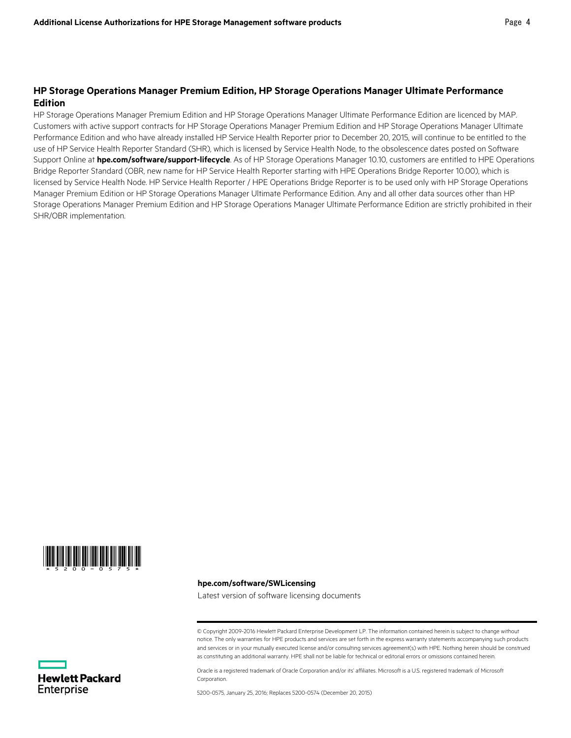## HP Storage Operations Manager Premium Edition, HP Storage Operations Manager Ultimate Performance Edition

HP Storage Operations Manager Premium Edition and HP Storage Operations Manager Ultimate Performance Edition are licenced by MAP. Customers with active support contracts for HP Storage Operations Manager Premium Edition and HP Storage Operations Manager Ultimate Performance Edition and who have already installed HP Service Health Reporter prior to December 20, 2015, will continue to be entitled to the use of HP Service Health Reporter Standard (SHR), which is licensed by Service Health Node, to the obsolescence dates posted on Software Support Online at **hpe.com/software/support-lifecycle**. As of HP Storage Operations Manager 10.10, customers are entitled to HPE Operations Bridge Reporter Standard (OBR, new name for HP Service Health Reporter starting with HPE Operations Bridge Reporter 10.00), which is licensed by Service Health Node. HP Service Health Reporter / HPE Operations Bridge Reporter is to be used only with HP Storage Operations Manager Premium Edition or HP Storage Operations Manager Ultimate Performance Edition. Any and all other data sources other than HP Storage Operations Manager Premium Edition and HP Storage Operations Manager Ultimate Performance Edition are strictly prohibited in their SHR/OBR implementation.

*5200-0575*

**hpe.com/software/SWLicensing**

Latest version of software licensing documents

© Copyright 2009-2016 Hewlett Packard Enterprise Development LP. The information contained herein is subject to change without notice. The only warranties for HPE products and services are set forth in the express warranty statements accompanying such products and services or in your mutually executed license and/or consulting services agreement(s) with HPE. Nothing herein should be construed as constituting an additional warranty. HPE shall not be liable for technical or editorial errors or omissions contained herein.

Oracle is a registered trademark of Oracle Corporation and/or its' affiliates. Microsoft is a U.S. registered trademark of Microsoft Corporation.

5200-0575, January 25, 2016; Replaces 5200-0574 (December 20, 2015)

Hewlett Packard Enterprise